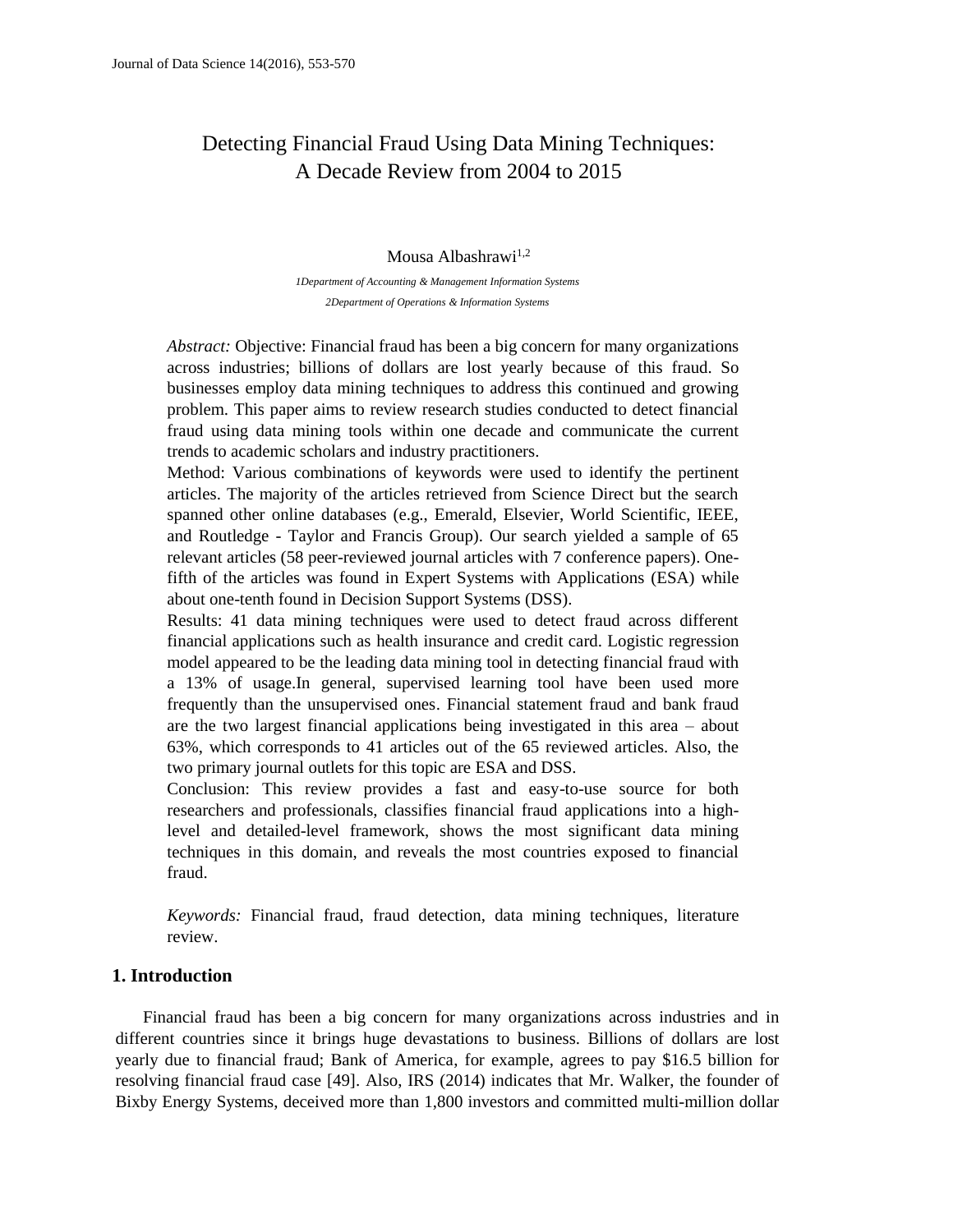# Detecting Financial Fraud Using Data Mining Techniques: A Decade Review from 2004 to 2015

Mousa Albashrawi[1,2]

*1Department of Accounting & Management Information Systems*

*2Department of Operations & Information Systems*

*Abstract:* Objective: Financial fraud has been a big concern for many organizations across industries; billions of dollars are lost yearly because of this fraud. So businesses employ data mining techniques to address this continued and growing problem. This paper aims to review research studies conducted to detect financial fraud using data mining tools within one decade and communicate the current trends to academic scholars and industry practitioners.

Method: Various combinations of keywords were used to identify the pertinent articles. The majority of the articles retrieved from Science Direct but the search spanned other online databases (e.g., Emerald, Elsevier, World Scientific, IEEE, and Routledge - Taylor and Francis Group). Our search yielded a sample of 65 relevant articles (58 peer-reviewed journal articles with 7 conference papers). One-fifth of the articles was found in Expert Systems with Applications (ESA) while about one-tenth found in Decision Support Systems (DSS).

Results: 41 data mining techniques were used to detect fraud across different financial applications such as health insurance and credit card. Logistic regression model appeared to be the leading data mining tool in detecting financial fraud with a 13% of usage.In general, supervised learning tool have been used more frequently than the unsupervised ones. Financial statement fraud and bank fraud are the two largest financial applications being investigated in this area – about 63%, which corresponds to 41 articles out of the 65 reviewed articles. Also, the two primary journal outlets for this topic are ESA and DSS.

Conclusion: This review provides a fast and easy-to-use source for both researchers and professionals, classifies financial fraud applications into a high-level and detailed-level framework, shows the most significant data mining techniques in this domain, and reveals the most countries exposed to financial fraud.

*Keywords:* Financial fraud, fraud detection, data mining techniques, literature review.

## 1. Introduction

Financial fraud has been a big concern for many organizations across industries and in different countries since it brings huge devastations to business. Billions of dollars are lost yearly due to financial fraud; Bank of America, for example, agrees to pay $16.5 billion for resolving financial fraud case [49]. Also, IRS (2014) indicates that Mr. Walker, the founder of Bixby Energy Systems, deceived more than 1,800 investors and committed multi-million dollar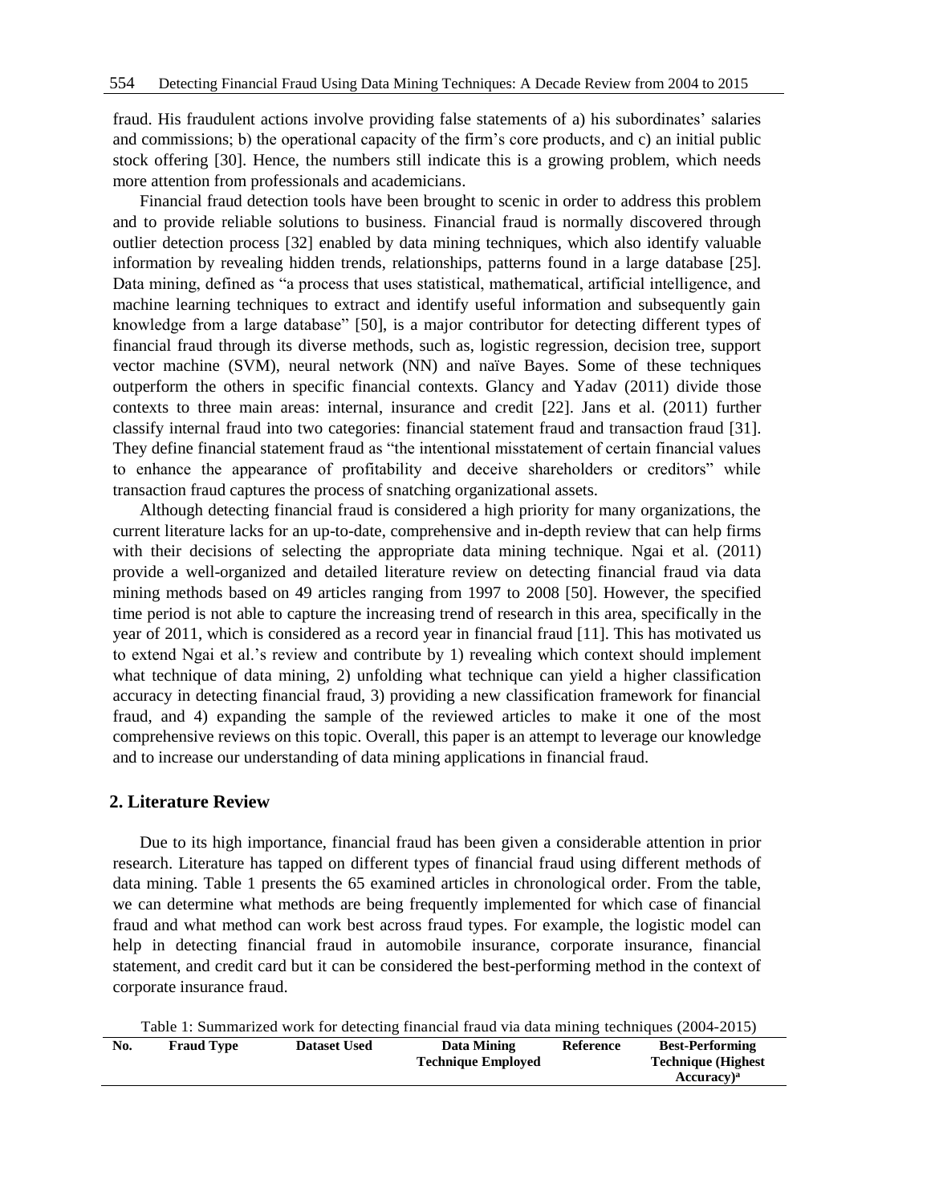fraud. His fraudulent actions involve providing false statements of a) his subordinates' salaries and commissions; b) the operational capacity of the firm's core products, and c) an initial public stock offering [30]. Hence, the numbers still indicate this is a growing problem, which needs more attention from professionals and academicians.

Financial fraud detection tools have been brought to scenic in order to address this problem and to provide reliable solutions to business. Financial fraud is normally discovered through outlier detection process [32] enabled by data mining techniques, which also identify valuable information by revealing hidden trends, relationships, patterns found in a large database [25]. Data mining, defined as "a process that uses statistical, mathematical, artificial intelligence, and machine learning techniques to extract and identify useful information and subsequently gain knowledge from a large database" [50], is a major contributor for detecting different types of financial fraud through its diverse methods, such as, logistic regression, decision tree, support vector machine (SVM), neural network (NN) and naïve Bayes. Some of these techniques outperform the others in specific financial contexts. Glancy and Yadav (2011) divide those contexts to three main areas: internal, insurance and credit [22]. Jans et al. (2011) further classify internal fraud into two categories: financial statement fraud and transaction fraud [31]. They define financial statement fraud as "the intentional misstatement of certain financial values to enhance the appearance of profitability and deceive shareholders or creditors" while transaction fraud captures the process of snatching organizational assets.

Although detecting financial fraud is considered a high priority for many organizations, the current literature lacks for an up-to-date, comprehensive and in-depth review that can help firms with their decisions of selecting the appropriate data mining technique. Ngai et al. (2011) provide a well-organized and detailed literature review on detecting financial fraud via data mining methods based on 49 articles ranging from 1997 to 2008 [50]. However, the specified time period is not able to capture the increasing trend of research in this area, specifically in the year of 2011, which is considered as a record year in financial fraud [11]. This has motivated us to extend Ngai et al.'s review and contribute by 1) revealing which context should implement what technique of data mining, 2) unfolding what technique can yield a higher classification accuracy in detecting financial fraud, 3) providing a new classification framework for financial fraud, and 4) expanding the sample of the reviewed articles to make it one of the most comprehensive reviews on this topic. Overall, this paper is an attempt to leverage our knowledge and to increase our understanding of data mining applications in financial fraud.

## 2. Literature Review

Due to its high importance, financial fraud has been given a considerable attention in prior research. Literature has tapped on different types of financial fraud using different methods of data mining. Table 1 presents the 65 examined articles in chronological order. From the table, we can determine what methods are being frequently implemented for which case of financial fraud and what method can work best across fraud types. For example, the logistic model can help in detecting financial fraud in automobile insurance, corporate insurance, financial statement, and credit card but it can be considered the best-performing method in the context of corporate insurance fraud.

Table 1: Summarized work for detecting financial fraud via data mining techniques (2004-2015)

| No. | Fraud Type | Dataset Used | Data Mining Technique Employed | Reference | Best-Performing Technique (Highest Accuracy)[a] |
|---|---|---|---|---|---|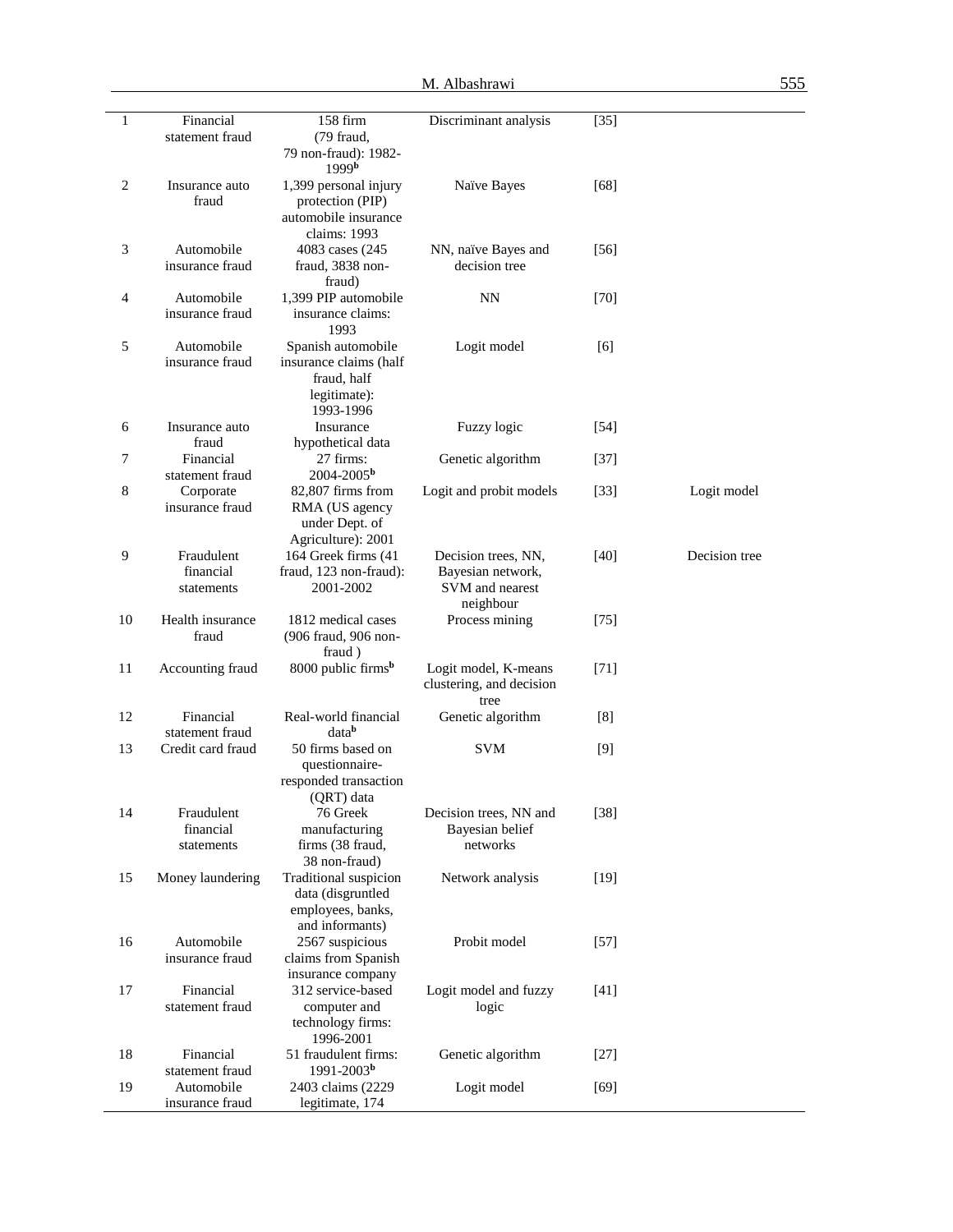| | | | | | |
|---|---|---|---|---|---|
| 1 | Financial statement fraud | 158 firm (79 fraud, 79 non-fraud): 1982-1999[b] | Discriminant analysis | [35] | |
| 2 | Insurance auto fraud | 1,399 personal injury protection (PIP) automobile insurance claims: 1993 | Naïve Bayes | [68] | |
| 3 | Automobile insurance fraud | 4083 cases (245 fraud, 3838 non-fraud) | NN, naïve Bayes and decision tree | [56] | |
| 4 | Automobile insurance fraud | 1,399 PIP automobile insurance claims: 1993 | NN | [70] | |
| 5 | Automobile insurance fraud | Spanish automobile insurance claims (half fraud, half legitimate): 1993-1996 | Logit model | [6] | |
| 6 | Insurance auto fraud | Insurance hypothetical data | Fuzzy logic | [54] | |
| 7 | Financial statement fraud | 27 firms: 2004-2005[b] | Genetic algorithm | [37] | |
| 8 | Corporate insurance fraud | 82,807 firms from RMA (US agency under Dept. of Agriculture): 2001 | Logit and probit models | [33] | Logit model |
| 9 | Fraudulent financial statements | 164 Greek firms (41 fraud, 123 non-fraud): 2001-2002 | Decision trees, NN, Bayesian network, SVM and nearest neighbour | [40] | Decision tree |
| 10 | Health insurance fraud | 1812 medical cases (906 fraud, 906 non-fraud ) | Process mining | [75] | |
| 11 | Accounting fraud | 8000 public firms[b] | Logit model, K-means clustering, and decision tree | [71] | |
| 12 | Financial statement fraud | Real-world financial data[b] | Genetic algorithm | [8] | |
| 13 | Credit card fraud | 50 firms based on questionnaire-responded transaction (QRT) data | SVM | [9] | |
| 14 | Fraudulent financial statements | 76 Greek manufacturing firms (38 fraud, 38 non-fraud) | Decision trees, NN and Bayesian belief networks | [38] | |
| 15 | Money laundering | Traditional suspicion data (disgruntled employees, banks, and informants) | Network analysis | [19] | |
| 16 | Automobile insurance fraud | 2567 suspicious claims from Spanish insurance company | Probit model | [57] | |
| 17 | Financial statement fraud | 312 service-based computer and technology firms: 1996-2001 | Logit model and fuzzy logic | [41] | |
| 18 | Financial statement fraud | 51 fraudulent firms: 1991-2003[b] | Genetic algorithm | [27] | |
| 19 | Automobile insurance fraud | 2403 claims (2229 legitimate, 174 | Logit model | [69] | |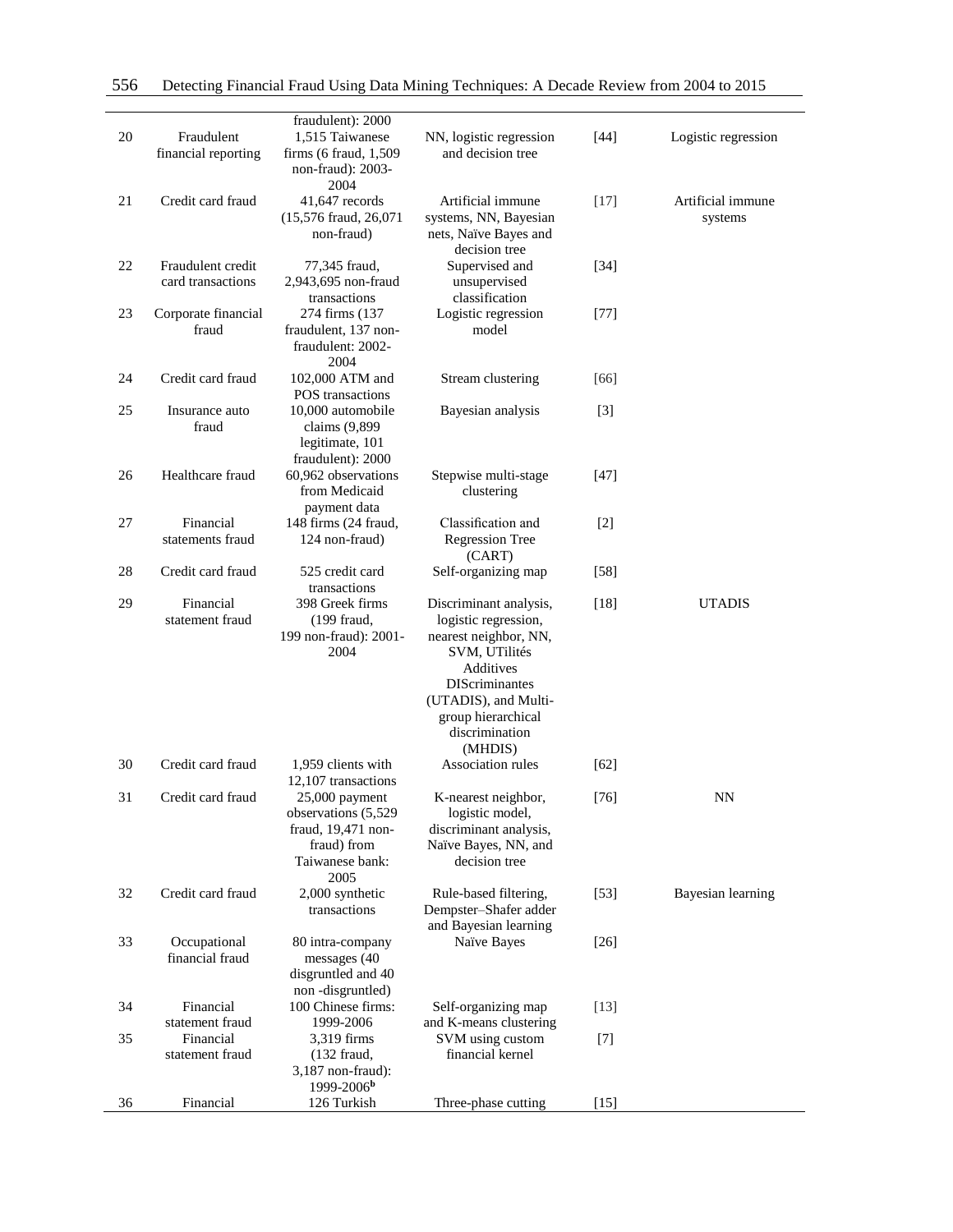| | | fraudulent): 2000 | | | |
|---|---|---|---|---|---|
| 20 | Fraudulent financial reporting | 1,515 Taiwanese firms (6 fraud, 1,509 non-fraud): 2003-2004 | NN, logistic regression and decision tree | [44] | Logistic regression |
| 21 | Credit card fraud | 41,647 records (15,576 fraud, 26,071 non-fraud) | Artificial immune systems, NN, Bayesian nets, Naïve Bayes and decision tree | [17] | Artificial immune systems |
| 22 | Fraudulent credit card transactions | 77,345 fraud, 2,943,695 non-fraud transactions | Supervised and unsupervised classification | [34] | |
| 23 | Corporate financial fraud | 274 firms (137 fraudulent, 137 non-fraudulent: 2002-2004 | Logistic regression model | [77] | |
| 24 | Credit card fraud | 102,000 ATM and POS transactions | Stream clustering | [66] | |
| 25 | Insurance auto fraud | 10,000 automobile claims (9,899 legitimate, 101 fraudulent): 2000 | Bayesian analysis | [3] | |
| 26 | Healthcare fraud | 60,962 observations from Medicaid payment data | Stepwise multi-stage clustering | [47] | |
| 27 | Financial statements fraud | 148 firms (24 fraud, 124 non-fraud) | Classification and Regression Tree (CART) | [2] | |
| 28 | Credit card fraud | 525 credit card transactions | Self-organizing map | [58] | |
| 29 | Financial statement fraud | 398 Greek firms (199 fraud, 199 non-fraud): 2001-2004 | Discriminant analysis, logistic regression, nearest neighbor, NN, SVM, UTilités Additives DIScriminantes (UTADIS), and Multi-group hierarchical discrimination (MHDIS) | [18] | UTADIS |
| 30 | Credit card fraud | 1,959 clients with 12,107 transactions | Association rules | [62] | |
| 31 | Credit card fraud | 25,000 payment observations (5,529 fraud, 19,471 non-fraud) from Taiwanese bank: 2005 | K-nearest neighbor, logistic model, discriminant analysis, Naïve Bayes, NN, and decision tree | [76] | NN |
| 32 | Credit card fraud | 2,000 synthetic transactions | Rule-based filtering, Dempster–Shafer adder and Bayesian learning | [53] | Bayesian learning |
| 33 | Occupational financial fraud | 80 intra-company messages (40 disgruntled and 40 non -disgruntled) | Naïve Bayes | [26] | |
| 34 | Financial statement fraud | 100 Chinese firms: 1999-2006 | Self-organizing map and K-means clustering | [13] | |
| 35 | Financial statement fraud | 3,319 firms (132 fraud, 3,187 non-fraud): 1999-2006[b] | SVM using custom financial kernel | [7] | |
| 36 | Financial | 126 Turkish | Three-phase cutting | [15] | |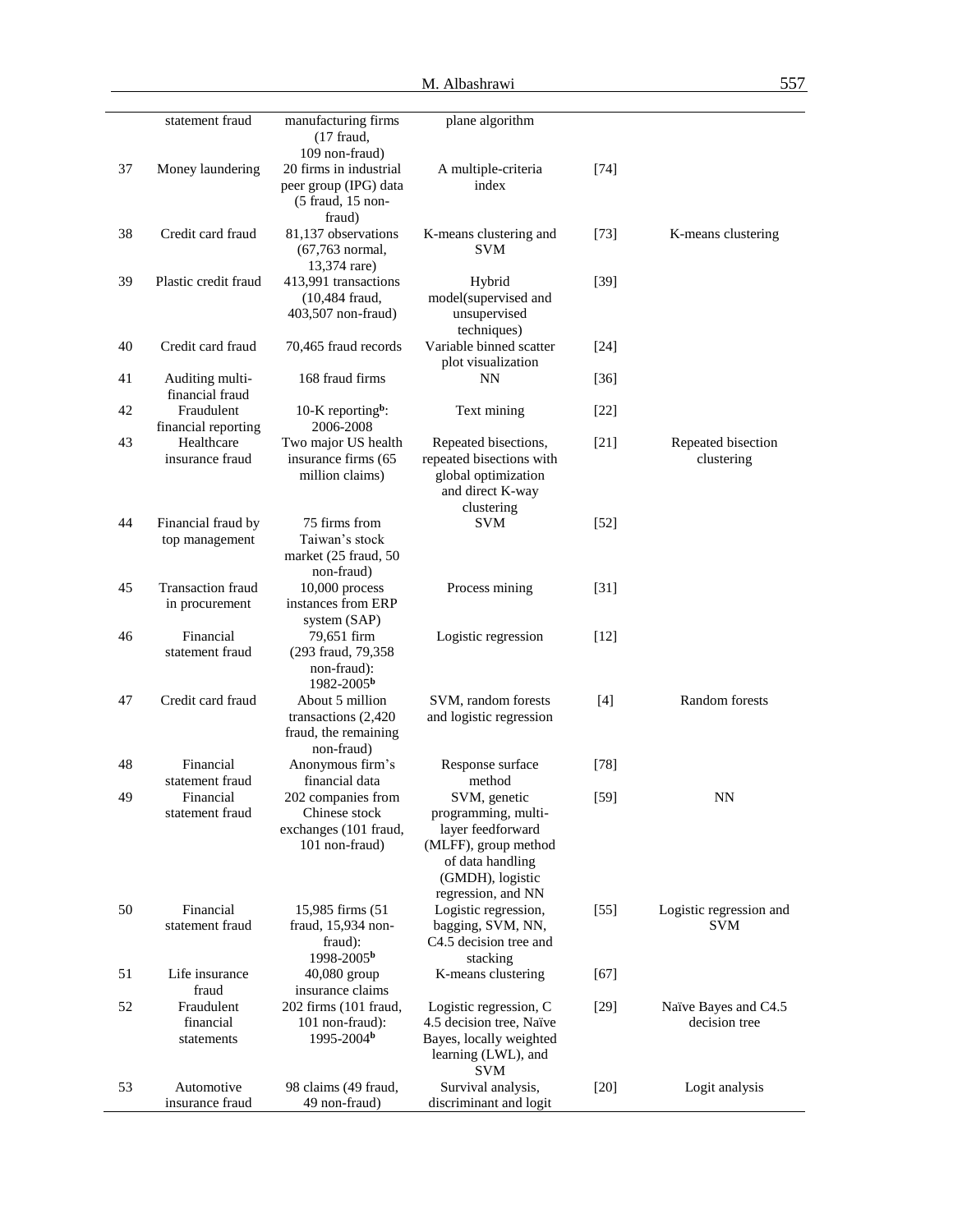|  | statement fraud | manufacturing firms (17 fraud, 109 non-fraud) | plane algorithm |  |  |
|---|---|---|---|---|---|
| 37 | Money laundering | 20 firms in industrial peer group (IPG) data (5 fraud, 15 non-fraud) | A multiple-criteria index | [74] |  |
| 38 | Credit card fraud | 81,137 observations (67,763 normal, 13,374 rare) | K-means clustering and SVM | [73] | K-means clustering |
| 39 | Plastic credit fraud | 413,991 transactions (10,484 fraud, 403,507 non-fraud) | Hybrid model(supervised and unsupervised techniques) | [39] |  |
| 40 | Credit card fraud | 70,465 fraud records | Variable binned scatter plot visualization | [24] |  |
| 41 | Auditing multi-financial fraud | 168 fraud firms | NN | [36] |  |
| 42 | Fraudulent financial reporting | 10-K reporting[b]: 2006-2008 | Text mining | [22] |  |
| 43 | Healthcare insurance fraud | Two major US health insurance firms (65 million claims) | Repeated bisections, repeated bisections with global optimization and direct K-way clustering | [21] | Repeated bisection clustering |
| 44 | Financial fraud by top management | 75 firms from Taiwan's stock market (25 fraud, 50 non-fraud) | SVM | [52] |  |
| 45 | Transaction fraud in procurement | 10,000 process instances from ERP system (SAP) | Process mining | [31] |  |
| 46 | Financial statement fraud | 79,651 firm (293 fraud, 79,358 non-fraud): 1982-2005[b] | Logistic regression | [12] |  |
| 47 | Credit card fraud | About 5 million transactions (2,420 fraud, the remaining non-fraud) | SVM, random forests and logistic regression | [4] | Random forests |
| 48 | Financial statement fraud | Anonymous firm's financial data | Response surface method | [78] |  |
| 49 | Financial statement fraud | 202 companies from Chinese stock exchanges (101 fraud, 101 non-fraud) | SVM, genetic programming, multi-layer feedforward (MLFF), group method of data handling (GMDH), logistic regression, and NN | [59] | NN |
| 50 | Financial statement fraud | 15,985 firms (51 fraud, 15,934 non-fraud): 1998-2005[b] | Logistic regression, bagging, SVM, NN, C4.5 decision tree and stacking | [55] | Logistic regression and SVM |
| 51 | Life insurance fraud | 40,080 group insurance claims | K-means clustering | [67] |  |
| 52 | Fraudulent financial statements | 202 firms (101 fraud, 101 non-fraud): 1995-2004[b] | Logistic regression, C 4.5 decision tree, Naïve Bayes, locally weighted learning (LWL), and SVM | [29] | Naïve Bayes and C4.5 decision tree |
| 53 | Automotive insurance fraud | 98 claims (49 fraud, 49 non-fraud) | Survival analysis, discriminant and logit | [20] | Logit analysis |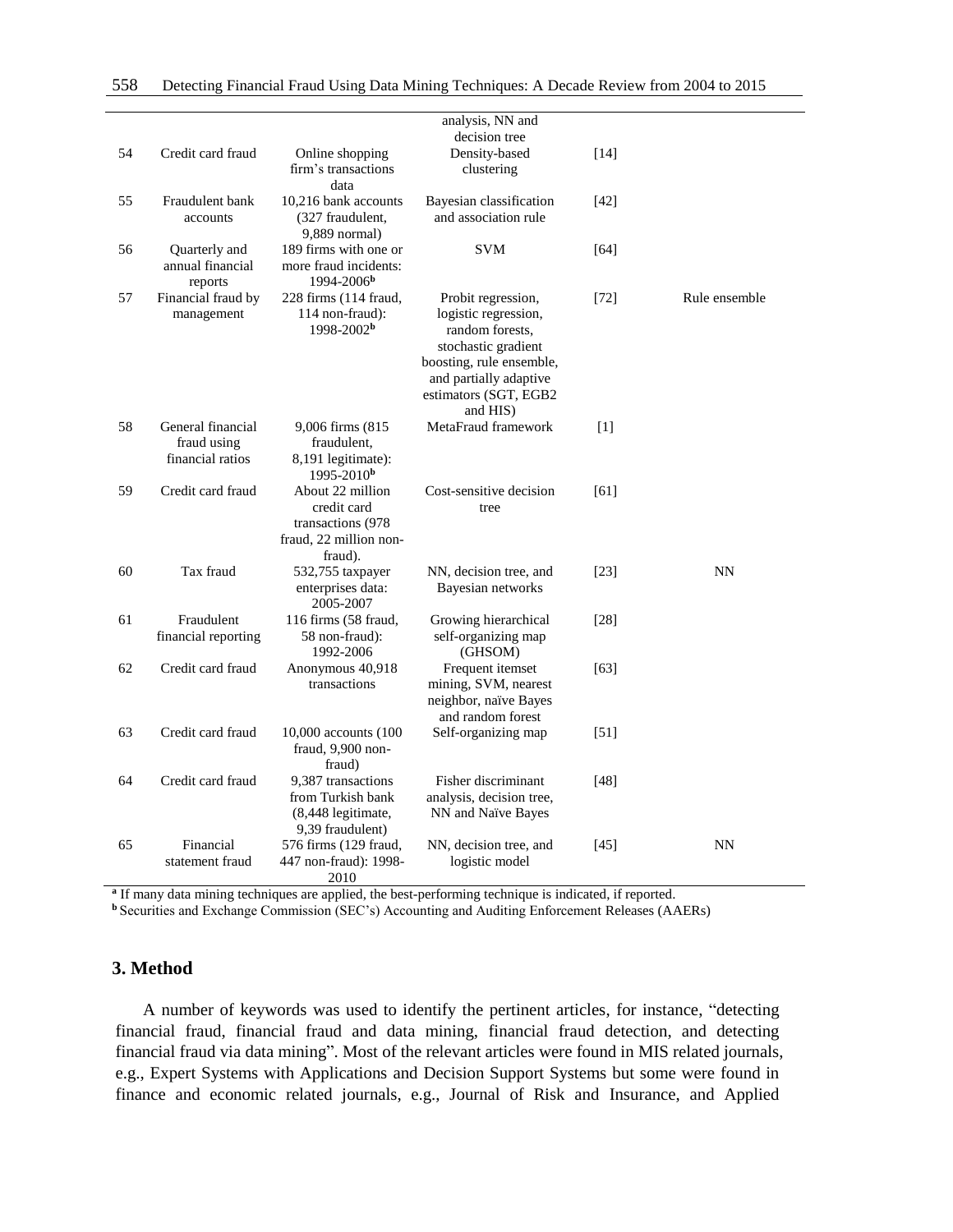| | | | analysis, NN and decision tree | | |
|---|---|---|---|---|---|
| 54 | Credit card fraud | Online shopping firm's transactions data | Density-based clustering | [14] | |
| 55 | Fraudulent bank accounts | 10,216 bank accounts (327 fraudulent, 9,889 normal) | Bayesian classification and association rule | [42] | |
| 56 | Quarterly and annual financial reports | 189 firms with one or more fraud incidents: 1994-2006[b] | SVM | [64] | |
| 57 | Financial fraud by management | 228 firms (114 fraud, 114 non-fraud): 1998-2002[b] | Probit regression, logistic regression, random forests, stochastic gradient boosting, rule ensemble, and partially adaptive estimators (SGT, EGB2 and HIS) | [72] | Rule ensemble |
| 58 | General financial fraud using financial ratios | 9,006 firms (815 fraudulent, 8,191 legitimate): 1995-2010[b] | MetaFraud framework | [1] | |
| 59 | Credit card fraud | About 22 million credit card transactions (978 fraud, 22 million non-fraud). | Cost-sensitive decision tree | [61] | |
| 60 | Tax fraud | 532,755 taxpayer enterprises data: 2005-2007 | NN, decision tree, and Bayesian networks | [23] | NN |
| 61 | Fraudulent financial reporting | 116 firms (58 fraud, 58 non-fraud): 1992-2006 | Growing hierarchical self-organizing map (GHSOM) | [28] | |
| 62 | Credit card fraud | Anonymous 40,918 transactions | Frequent itemset mining, SVM, nearest neighbor, naïve Bayes and random forest | [63] | |
| 63 | Credit card fraud | 10,000 accounts (100 fraud, 9,900 non-fraud) | Self-organizing map | [51] | |
| 64 | Credit card fraud | 9,387 transactions from Turkish bank (8,448 legitimate, 9,39 fraudulent) | Fisher discriminant analysis, decision tree, NN and Naïve Bayes | [48] | |
| 65 | Financial statement fraud | 576 firms (129 fraud, 447 non-fraud): 1998-2010 | NN, decision tree, and logistic model | [45] | NN |

[a] If many data mining techniques are applied, the best-performing technique is indicated, if reported.
[b] Securities and Exchange Commission (SEC's) Accounting and Auditing Enforcement Releases (AAERs)

## 3. Method

A number of keywords was used to identify the pertinent articles, for instance, "detecting financial fraud, financial fraud and data mining, financial fraud detection, and detecting financial fraud via data mining". Most of the relevant articles were found in MIS related journals, e.g., Expert Systems with Applications and Decision Support Systems but some were found in finance and economic related journals, e.g., Journal of Risk and Insurance, and Applied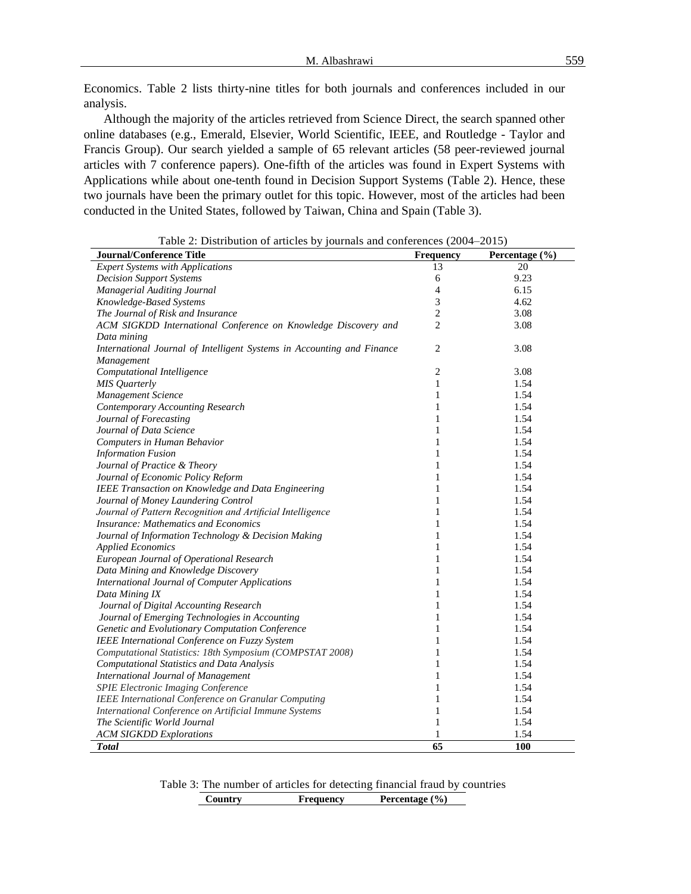Economics. Table 2 lists thirty-nine titles for both journals and conferences included in our analysis.

Although the majority of the articles retrieved from Science Direct, the search spanned other online databases (e.g., Emerald, Elsevier, World Scientific, IEEE, and Routledge - Taylor and Francis Group). Our search yielded a sample of 65 relevant articles (58 peer-reviewed journal articles with 7 conference papers). One-fifth of the articles was found in Expert Systems with Applications while about one-tenth found in Decision Support Systems (Table 2). Hence, these two journals have been the primary outlet for this topic. However, most of the articles had been conducted in the United States, followed by Taiwan, China and Spain (Table 3).

Table 2: Distribution of articles by journals and conferences (2004–2015)

| Journal/Conference Title | Frequency | Percentage (%) |
|---|---|---|
| *Expert Systems with Applications* | 13 | 20 |
| *Decision Support Systems* | 6 | 9.23 |
| *Managerial Auditing Journal* | 4 | 6.15 |
| *Knowledge-Based Systems* | 3 | 4.62 |
| *The Journal of Risk and Insurance* | 2 | 3.08 |
| *ACM SIGKDD International Conference on Knowledge Discovery and Data mining* | 2 | 3.08 |
| *International Journal of Intelligent Systems in Accounting and Finance Management* | 2 | 3.08 |
| *Computational Intelligence* | 2 | 3.08 |
| *MIS Quarterly* | 1 | 1.54 |
| *Management Science* | 1 | 1.54 |
| *Contemporary Accounting Research* | 1 | 1.54 |
| *Journal of Forecasting* | 1 | 1.54 |
| *Journal of Data Science* | 1 | 1.54 |
| *Computers in Human Behavior* | 1 | 1.54 |
| *Information Fusion* | 1 | 1.54 |
| *Journal of Practice & Theory* | 1 | 1.54 |
| *Journal of Economic Policy Reform* | 1 | 1.54 |
| *IEEE Transaction on Knowledge and Data Engineering* | 1 | 1.54 |
| *Journal of Money Laundering Control* | 1 | 1.54 |
| *Journal of Pattern Recognition and Artificial Intelligence* | 1 | 1.54 |
| *Insurance: Mathematics and Economics* | 1 | 1.54 |
| *Journal of Information Technology & Decision Making* | 1 | 1.54 |
| *Applied Economics* | 1 | 1.54 |
| *European Journal of Operational Research* | 1 | 1.54 |
| *Data Mining and Knowledge Discovery* | 1 | 1.54 |
| *International Journal of Computer Applications* | 1 | 1.54 |
| *Data Mining IX* | 1 | 1.54 |
| *Journal of Digital Accounting Research* | 1 | 1.54 |
| *Journal of Emerging Technologies in Accounting* | 1 | 1.54 |
| *Genetic and Evolutionary Computation Conference* | 1 | 1.54 |
| *IEEE International Conference on Fuzzy System* | 1 | 1.54 |
| *Computational Statistics: 18th Symposium (COMPSTAT 2008)* | 1 | 1.54 |
| *Computational Statistics and Data Analysis* | 1 | 1.54 |
| *International Journal of Management* | 1 | 1.54 |
| *SPIE Electronic Imaging Conference* | 1 | 1.54 |
| *IEEE International Conference on Granular Computing* | 1 | 1.54 |
| *International Conference on Artificial Immune Systems* | 1 | 1.54 |
| *The Scientific World Journal* | 1 | 1.54 |
| *ACM SIGKDD Explorations* | 1 | 1.54 |
| ***Total*** | **65** | **100** |

Table 3: The number of articles for detecting financial fraud by countries

| Country | Frequency | Percentage (%) |
|---|---|---|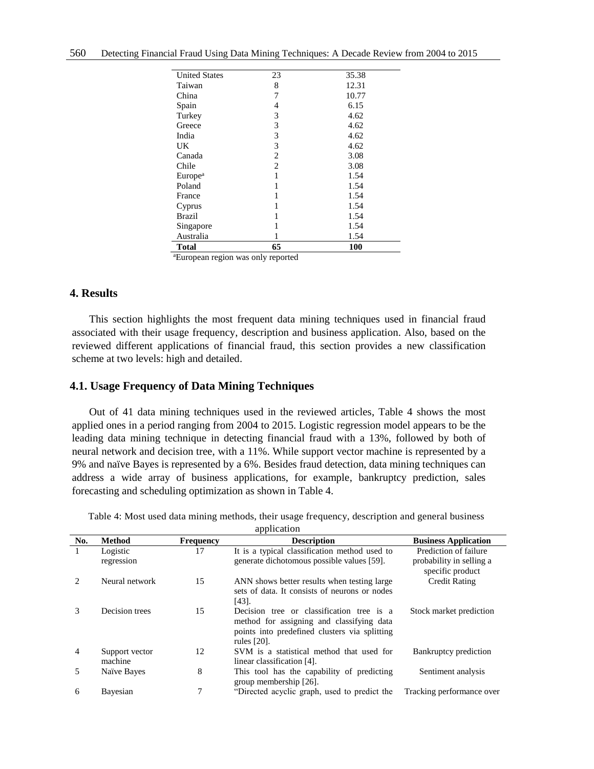| | | |
|---|---|---|
| United States | 23 | 35.38 |
| Taiwan | 8 | 12.31 |
| China | 7 | 10.77 |
| Spain | 4 | 6.15 |
| Turkey | 3 | 4.62 |
| Greece | 3 | 4.62 |
| India | 3 | 4.62 |
| UK | 3 | 4.62 |
| Canada | 2 | 3.08 |
| Chile | 2 | 3.08 |
| Europe[a] | 1 | 1.54 |
| Poland | 1 | 1.54 |
| France | 1 | 1.54 |
| Cyprus | 1 | 1.54 |
| Brazil | 1 | 1.54 |
| Singapore | 1 | 1.54 |
| Australia | 1 | 1.54 |
| **Total** | **65** | **100** |

[a]European region was only reported

## 4. Results

This section highlights the most frequent data mining techniques used in financial fraud associated with their usage frequency, description and business application. Also, based on the reviewed different applications of financial fraud, this section provides a new classification scheme at two levels: high and detailed.

### 4.1. Usage Frequency of Data Mining Techniques

Out of 41 data mining techniques used in the reviewed articles, Table 4 shows the most applied ones in a period ranging from 2004 to 2015. Logistic regression model appears to be the leading data mining technique in detecting financial fraud with a 13%, followed by both of neural network and decision tree, with a 11%. While support vector machine is represented by a 9% and naïve Bayes is represented by a 6%. Besides fraud detection, data mining techniques can address a wide array of business applications, for example, bankruptcy prediction, sales forecasting and scheduling optimization as shown in Table 4.

Table 4: Most used data mining methods, their usage frequency, description and general business application

| No. | Method | Frequency | Description | Business Application |
|---|---|---|---|---|
| 1 | Logistic regression | 17 | It is a typical classification method used to generate dichotomous possible values [59]. | Prediction of failure probability in selling a specific product |
| 2 | Neural network | 15 | ANN shows better results when testing large sets of data. It consists of neurons or nodes [43]. | Credit Rating |
| 3 | Decision trees | 15 | Decision tree or classification tree is a method for assigning and classifying data points into predefined clusters via splitting rules [20]. | Stock market prediction |
| 4 | Support vector machine | 12 | SVM is a statistical method that used for linear classification [4]. | Bankruptcy prediction |
| 5 | Naïve Bayes | 8 | This tool has the capability of predicting group membership [26]. | Sentiment analysis |
| 6 | Bayesian | 7 | "Directed acyclic graph, used to predict the | Tracking performance over |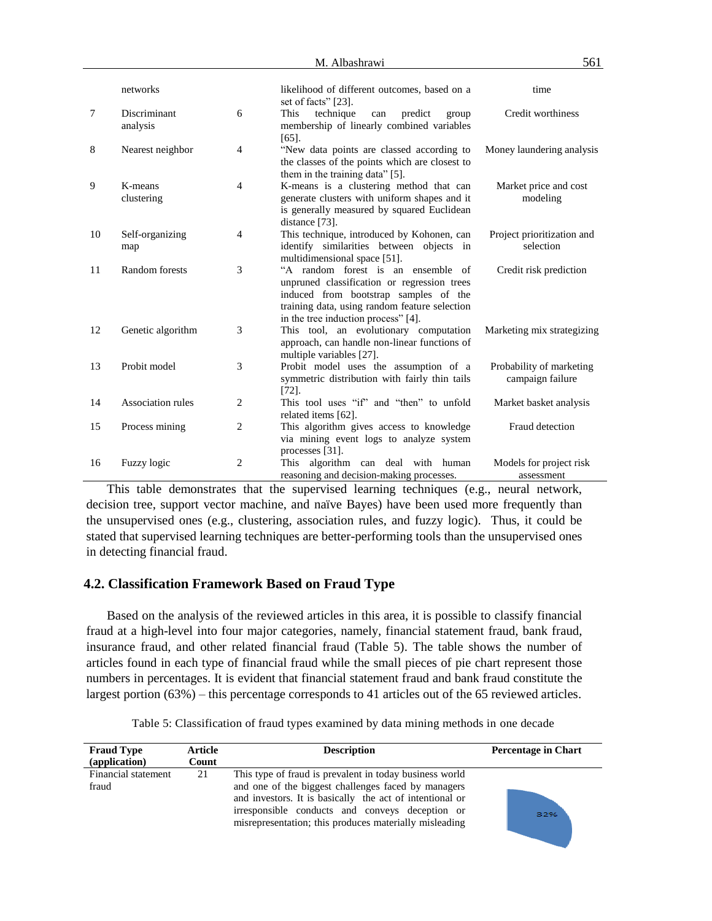| | networks | | likelihood of different outcomes, based on a set of facts" [23]. | time |
|---|---|---|---|---|
| 7 | Discriminant analysis | 6 | This technique can predict group membership of linearly combined variables [65]. | Credit worthiness |
| 8 | Nearest neighbor | 4 | "New data points are classed according to the classes of the points which are closest to them in the training data" [5]. | Money laundering analysis |
| 9 | K-means clustering | 4 | K-means is a clustering method that can generate clusters with uniform shapes and it is generally measured by squared Euclidean distance [73]. | Market price and cost modeling |
| 10 | Self-organizing map | 4 | This technique, introduced by Kohonen, can identify similarities between objects in multidimensional space [51]. | Project prioritization and selection |
| 11 | Random forests | 3 | "A random forest is an ensemble of unpruned classification or regression trees induced from bootstrap samples of the training data, using random feature selection in the tree induction process" [4]. | Credit risk prediction |
| 12 | Genetic algorithm | 3 | This tool, an evolutionary computation approach, can handle non-linear functions of multiple variables [27]. | Marketing mix strategizing |
| 13 | Probit model | 3 | Probit model uses the assumption of a symmetric distribution with fairly thin tails [72]. | Probability of marketing campaign failure |
| 14 | Association rules | 2 | This tool uses "if" and "then" to unfold related items [62]. | Market basket analysis |
| 15 | Process mining | 2 | This algorithm gives access to knowledge via mining event logs to analyze system processes [31]. | Fraud detection |
| 16 | Fuzzy logic | 2 | This algorithm can deal with human reasoning and decision-making processes. | Models for project risk assessment |

This table demonstrates that the supervised learning techniques (e.g., neural network, decision tree, support vector machine, and naïve Bayes) have been used more frequently than the unsupervised ones (e.g., clustering, association rules, and fuzzy logic). Thus, it could be stated that supervised learning techniques are better-performing tools than the unsupervised ones in detecting financial fraud.

### 4.2. Classification Framework Based on Fraud Type

Based on the analysis of the reviewed articles in this area, it is possible to classify financial fraud at a high-level into four major categories, namely, financial statement fraud, bank fraud, insurance fraud, and other related financial fraud (Table 5). The table shows the number of articles found in each type of financial fraud while the small pieces of pie chart represent those numbers in percentages. It is evident that financial statement fraud and bank fraud constitute the largest portion (63%) – this percentage corresponds to 41 articles out of the 65 reviewed articles.

Table 5: Classification of fraud types examined by data mining methods in one decade

| Fraud Type (application) | Article Count | Description | Percentage in Chart |
|---|---|---|---|
| Financial statement fraud | 21 | This type of fraud is prevalent in today business world and one of the biggest challenges faced by managers and investors. It is basically the act of intentional or irresponsible conducts and conveys deception or misrepresentation; this produces materially misleading | 32% |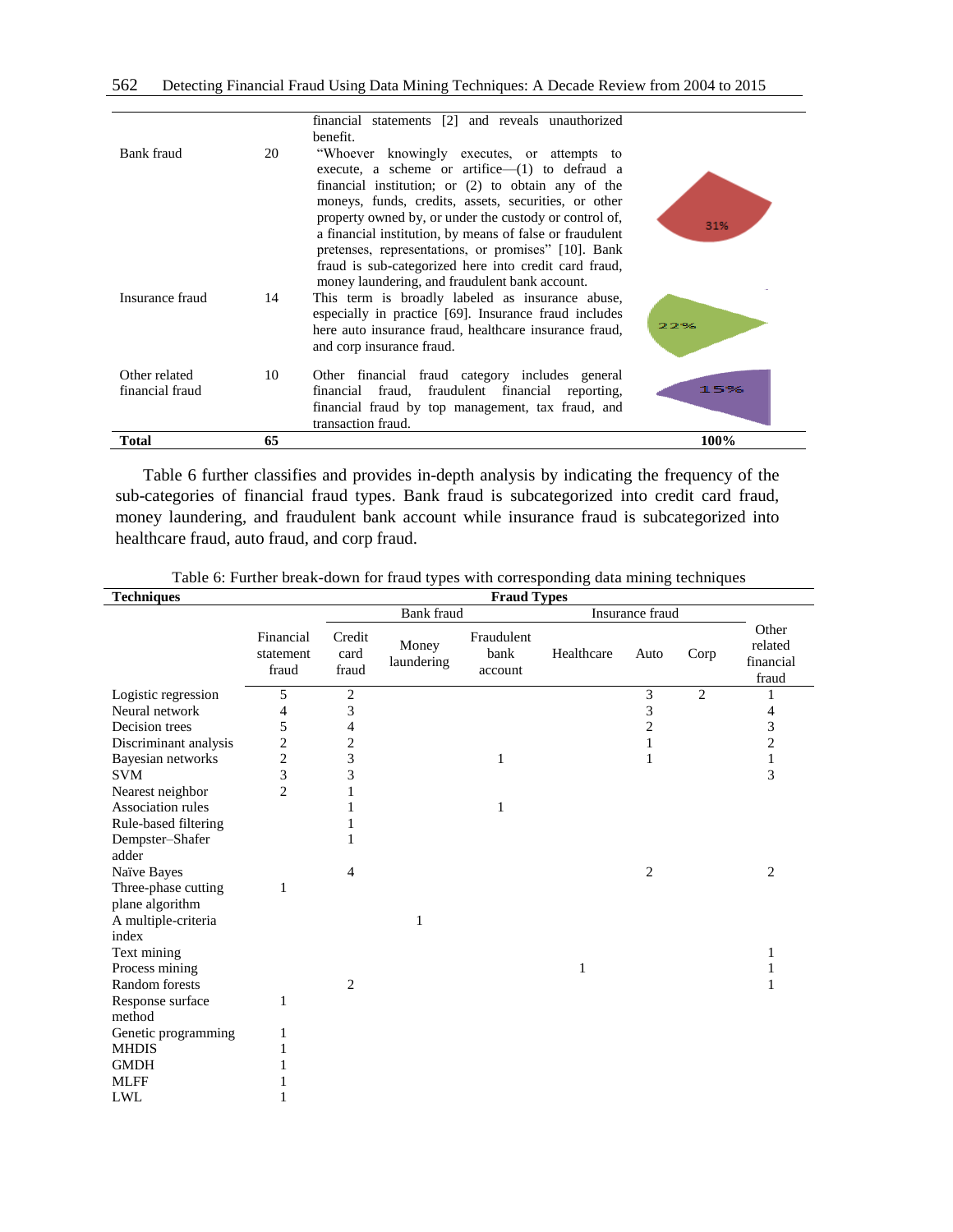| | | | |
|---|---|---|---|
| | | financial statements [2] and reveals unauthorized benefit. | |
| Bank fraud | 20 | "Whoever knowingly executes, or attempts to execute, a scheme or artifice—(1) to defraud a financial institution; or (2) to obtain any of the moneys, funds, credits, assets, securities, or other property owned by, or under the custody or control of, a financial institution, by means of false or fraudulent pretenses, representations, or promises" [10]. Bank fraud is sub-categorized here into credit card fraud, money laundering, and fraudulent bank account. | 31% |
| Insurance fraud | 14 | This term is broadly labeled as insurance abuse, especially in practice [69]. Insurance fraud includes here auto insurance fraud, healthcare insurance fraud, and corp insurance fraud. | 22% |
| Other related financial fraud | 10 | Other financial fraud category includes general financial fraud, fraudulent financial reporting, financial fraud by top management, tax fraud, and transaction fraud. | 15% |
| **Total** | **65** | | **100%** |

Table 6 further classifies and provides in-depth analysis by indicating the frequency of the sub-categories of financial fraud types. Bank fraud is subcategorized into credit card fraud, money laundering, and fraudulent bank account while insurance fraud is subcategorized into healthcare fraud, auto fraud, and corp fraud.

Table 6: Further break-down for fraud types with corresponding data mining techniques

| **Techniques** | **Fraud Types** | | | | | | | |
|---|---|---|---|---|---|---|---|---|
| | | Bank fraud | | | Insurance fraud | | | |
| | Financial statement fraud | Credit card fraud | Money laundering | Fraudulent bank account | Healthcare | Auto | Corp | Other related financial fraud |
| Logistic regression | 5 | 2 | | | | 3 | 2 | 1 |
| Neural network | 4 | 3 | | | | 3 | | 4 |
| Decision trees | 5 | 4 | | | | 2 | | 3 |
| Discriminant analysis | 2 | 2 | | | | 1 | | 2 |
| Bayesian networks | 2 | 3 | | 1 | | 1 | | 1 |
| SVM | 3 | 3 | | | | | | 3 |
| Nearest neighbor | 2 | 1 | | | | | | |
| Association rules | | 1 | | 1 | | | | |
| Rule-based filtering | | 1 | | | | | | |
| Dempster–Shafer adder | | 1 | | | | | | |
| Naïve Bayes | | 4 | | | | 2 | | 2 |
| Three-phase cutting plane algorithm | 1 | | | | | | | |
| A multiple-criteria index | | | 1 | | | | | |
| Text mining | | | | | | | | 1 |
| Process mining | | | | | 1 | | | 1 |
| Random forests | | 2 | | | | | | 1 |
| Response surface method | 1 | | | | | | | |
| Genetic programming | 1 | | | | | | | |
| MHDIS | 1 | | | | | | | |
| GMDH | 1 | | | | | | | |
| MLFF | 1 | | | | | | | |
| LWL | 1 | | | | | | | |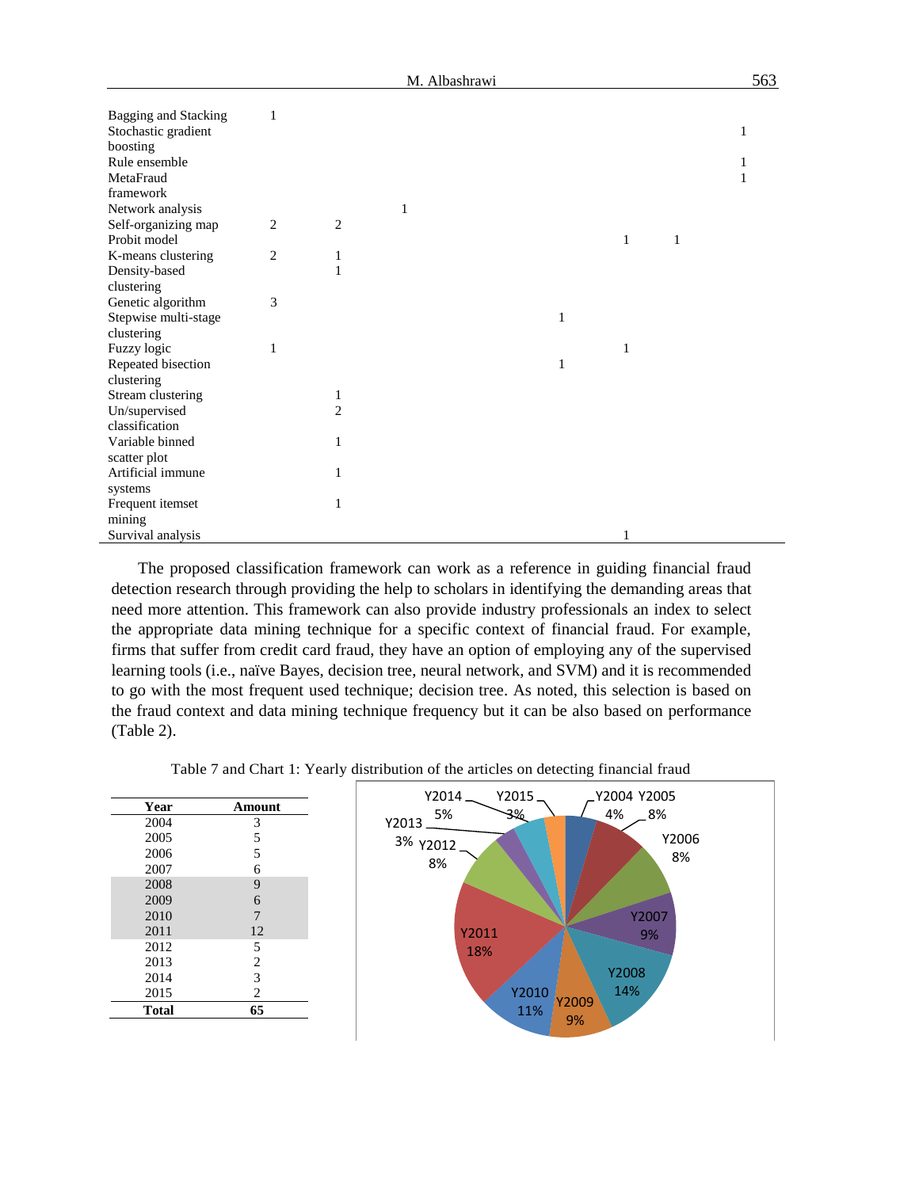| | | | | | | | |
|---|---|---|---|---|---|---|---|
| Bagging and Stacking | 1 | | | | | | |
| Stochastic gradient boosting | | | | | | | 1 |
| Rule ensemble | | | | | | | 1 |
| MetaFraud framework | | | | | | | 1 |
| Network analysis | | | 1 | | | | |
| Self-organizing map | 2 | 2 | | | | | |
| Probit model | | | | | 1 | 1 | |
| K-means clustering | 2 | 1 | | | | | |
| Density-based clustering | | 1 | | | | | |
| Genetic algorithm | 3 | | | | | | |
| Stepwise multi-stage clustering | | | | 1 | | | |
| Fuzzy logic | 1 | | | | 1 | | |
| Repeated bisection clustering | | | | 1 | | | |
| Stream clustering | | 1 | | | | | |
| Un/supervised classification | | 2 | | | | | |
| Variable binned scatter plot | | 1 | | | | | |
| Artificial immune systems | | 1 | | | | | |
| Frequent itemset mining | | 1 | | | | | |
| Survival analysis | | | | | 1 | | |

The proposed classification framework can work as a reference in guiding financial fraud detection research through providing the help to scholars in identifying the demanding areas that need more attention. This framework can also provide industry professionals an index to select the appropriate data mining technique for a specific context of financial fraud. For example, firms that suffer from credit card fraud, they have an option of employing any of the supervised learning tools (i.e., naïve Bayes, decision tree, neural network, and SVM) and it is recommended to go with the most frequent used technique; decision tree. As noted, this selection is based on the fraud context and data mining technique frequency but it can be also based on performance (Table 2).

Table 7 and Chart 1: Yearly distribution of the articles on detecting financial fraud

| Year | Amount |
|---|---|
| 2004 | 3 |
| 2005 | 5 |
| 2006 | 5 |
| 2007 | 6 |
| 2008 | 9 |
| 2009 | 6 |
| 2010 | 7 |
| 2011 | 12 |
| 2012 | 5 |
| 2013 | 2 |
| 2014 | 3 |
| 2015 | 2 |
| **Total** | **65** |

Y2004 4%, Y2005 8%, Y2006 8%, Y2007 9%, Y2008 14%, Y2009 9%, Y2010 11%, Y2011 18%, Y2012 8%, Y2013 3%, Y2014 5%, Y2015 3%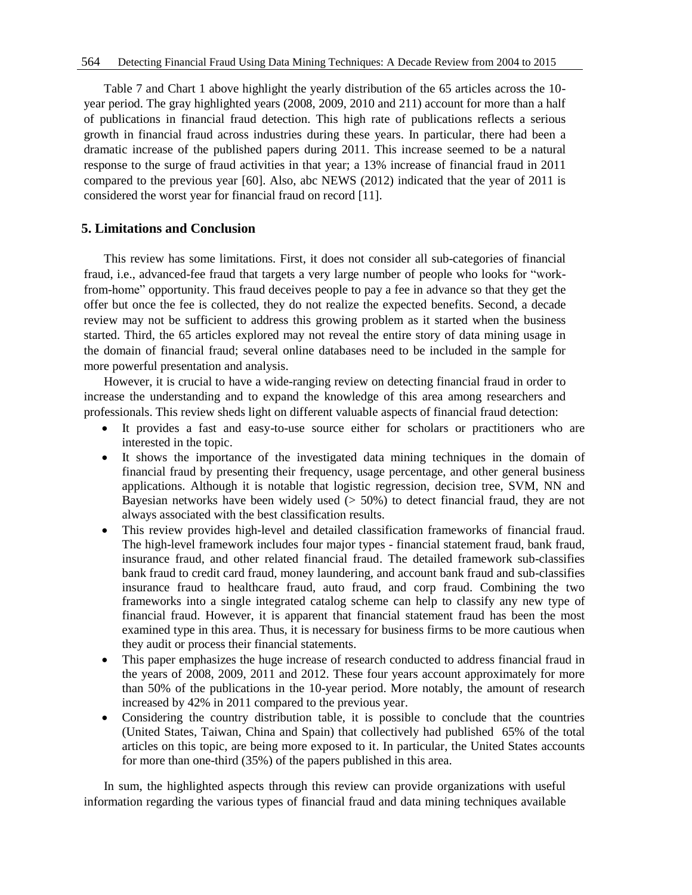Table 7 and Chart 1 above highlight the yearly distribution of the 65 articles across the 10-year period. The gray highlighted years (2008, 2009, 2010 and 211) account for more than a half of publications in financial fraud detection. This high rate of publications reflects a serious growth in financial fraud across industries during these years. In particular, there had been a dramatic increase of the published papers during 2011. This increase seemed to be a natural response to the surge of fraud activities in that year; a 13% increase of financial fraud in 2011 compared to the previous year [60]. Also, abc NEWS (2012) indicated that the year of 2011 is considered the worst year for financial fraud on record [11].

## 5. Limitations and Conclusion

This review has some limitations. First, it does not consider all sub-categories of financial fraud, i.e., advanced-fee fraud that targets a very large number of people who looks for "work-from-home" opportunity. This fraud deceives people to pay a fee in advance so that they get the offer but once the fee is collected, they do not realize the expected benefits. Second, a decade review may not be sufficient to address this growing problem as it started when the business started. Third, the 65 articles explored may not reveal the entire story of data mining usage in the domain of financial fraud; several online databases need to be included in the sample for more powerful presentation and analysis.

However, it is crucial to have a wide-ranging review on detecting financial fraud in order to increase the understanding and to expand the knowledge of this area among researchers and professionals. This review sheds light on different valuable aspects of financial fraud detection:

- It provides a fast and easy-to-use source either for scholars or practitioners who are interested in the topic.
- It shows the importance of the investigated data mining techniques in the domain of financial fraud by presenting their frequency, usage percentage, and other general business applications. Although it is notable that logistic regression, decision tree, SVM, NN and Bayesian networks have been widely used (> 50%) to detect financial fraud, they are not always associated with the best classification results.
- This review provides high-level and detailed classification frameworks of financial fraud. The high-level framework includes four major types - financial statement fraud, bank fraud, insurance fraud, and other related financial fraud. The detailed framework sub-classifies bank fraud to credit card fraud, money laundering, and account bank fraud and sub-classifies insurance fraud to healthcare fraud, auto fraud, and corp fraud. Combining the two frameworks into a single integrated catalog scheme can help to classify any new type of financial fraud. However, it is apparent that financial statement fraud has been the most examined type in this area. Thus, it is necessary for business firms to be more cautious when they audit or process their financial statements.
- This paper emphasizes the huge increase of research conducted to address financial fraud in the years of 2008, 2009, 2011 and 2012. These four years account approximately for more than 50% of the publications in the 10-year period. More notably, the amount of research increased by 42% in 2011 compared to the previous year.
- Considering the country distribution table, it is possible to conclude that the countries (United States, Taiwan, China and Spain) that collectively had published 65% of the total articles on this topic, are being more exposed to it. In particular, the United States accounts for more than one-third (35%) of the papers published in this area.

In sum, the highlighted aspects through this review can provide organizations with useful information regarding the various types of financial fraud and data mining techniques available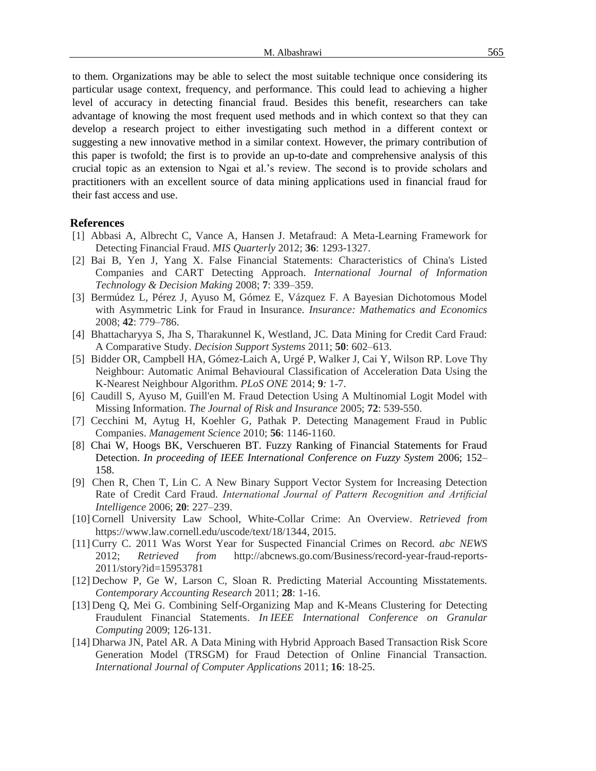to them. Organizations may be able to select the most suitable technique once considering its particular usage context, frequency, and performance. This could lead to achieving a higher level of accuracy in detecting financial fraud. Besides this benefit, researchers can take advantage of knowing the most frequent used methods and in which context so that they can develop a research project to either investigating such method in a different context or suggesting a new innovative method in a similar context. However, the primary contribution of this paper is twofold; the first is to provide an up-to-date and comprehensive analysis of this crucial topic as an extension to Ngai et al.'s review. The second is to provide scholars and practitioners with an excellent source of data mining applications used in financial fraud for their fast access and use.

## References

[1] Abbasi A, Albrecht C, Vance A, Hansen J. Metafraud: A Meta-Learning Framework for Detecting Financial Fraud. *MIS Quarterly* 2012; **36**: 1293-1327.

[2] Bai B, Yen J, Yang X. False Financial Statements: Characteristics of China's Listed Companies and CART Detecting Approach. *International Journal of Information Technology & Decision Making* 2008; **7**: 339–359.

[3] Bermúdez L, Pérez J, Ayuso M, Gómez E, Vázquez F. A Bayesian Dichotomous Model with Asymmetric Link for Fraud in Insurance. *Insurance: Mathematics and Economics* 2008; **42**: 779–786.

[4] Bhattacharyya S, Jha S, Tharakunnel K, Westland, JC. Data Mining for Credit Card Fraud: A Comparative Study. *Decision Support Systems* 2011; **50**: 602–613.

[5] Bidder OR, Campbell HA, Gómez-Laich A, Urgé P, Walker J, Cai Y, Wilson RP. Love Thy Neighbour: Automatic Animal Behavioural Classification of Acceleration Data Using the K-Nearest Neighbour Algorithm. *PLoS ONE* 2014; **9***:* 1-7.

[6] Caudill S, Ayuso M, Guill'en M. Fraud Detection Using A Multinomial Logit Model with Missing Information. *The Journal of Risk and Insurance* 2005; **72**: 539-550.

[7] Cecchini M, Aytug H, Koehler G, Pathak P. Detecting Management Fraud in Public Companies. *Management Science* 2010; **56**: 1146-1160.

[8] Chai W, Hoogs BK, Verschueren BT. Fuzzy Ranking of Financial Statements for Fraud Detection. *In proceeding of IEEE International Conference on Fuzzy System* 2006; 152–158.

[9] Chen R, Chen T, Lin C. A New Binary Support Vector System for Increasing Detection Rate of Credit Card Fraud. *International Journal of Pattern Recognition and Artificial Intelligence* 2006; **20**: 227–239.

[10] Cornell University Law School, White-Collar Crime: An Overview. *Retrieved from* https://www.law.cornell.edu/uscode/text/18/1344, 2015.

[11] Curry C. 2011 Was Worst Year for Suspected Financial Crimes on Record. *abc NEWS* 2012; *Retrieved from* http://abcnews.go.com/Business/record-year-fraud-reports-2011/story?id=15953781

[12] Dechow P, Ge W, Larson C, Sloan R. Predicting Material Accounting Misstatements. *Contemporary Accounting Research* 2011; **28**: 1-16.

[13] Deng Q, Mei G. Combining Self-Organizing Map and K-Means Clustering for Detecting Fraudulent Financial Statements. *In IEEE International Conference on Granular Computing* 2009; 126-131.

[14] Dharwa JN, Patel AR. A Data Mining with Hybrid Approach Based Transaction Risk Score Generation Model (TRSGM) for Fraud Detection of Online Financial Transaction. *International Journal of Computer Applications* 2011; **16**: 18-25.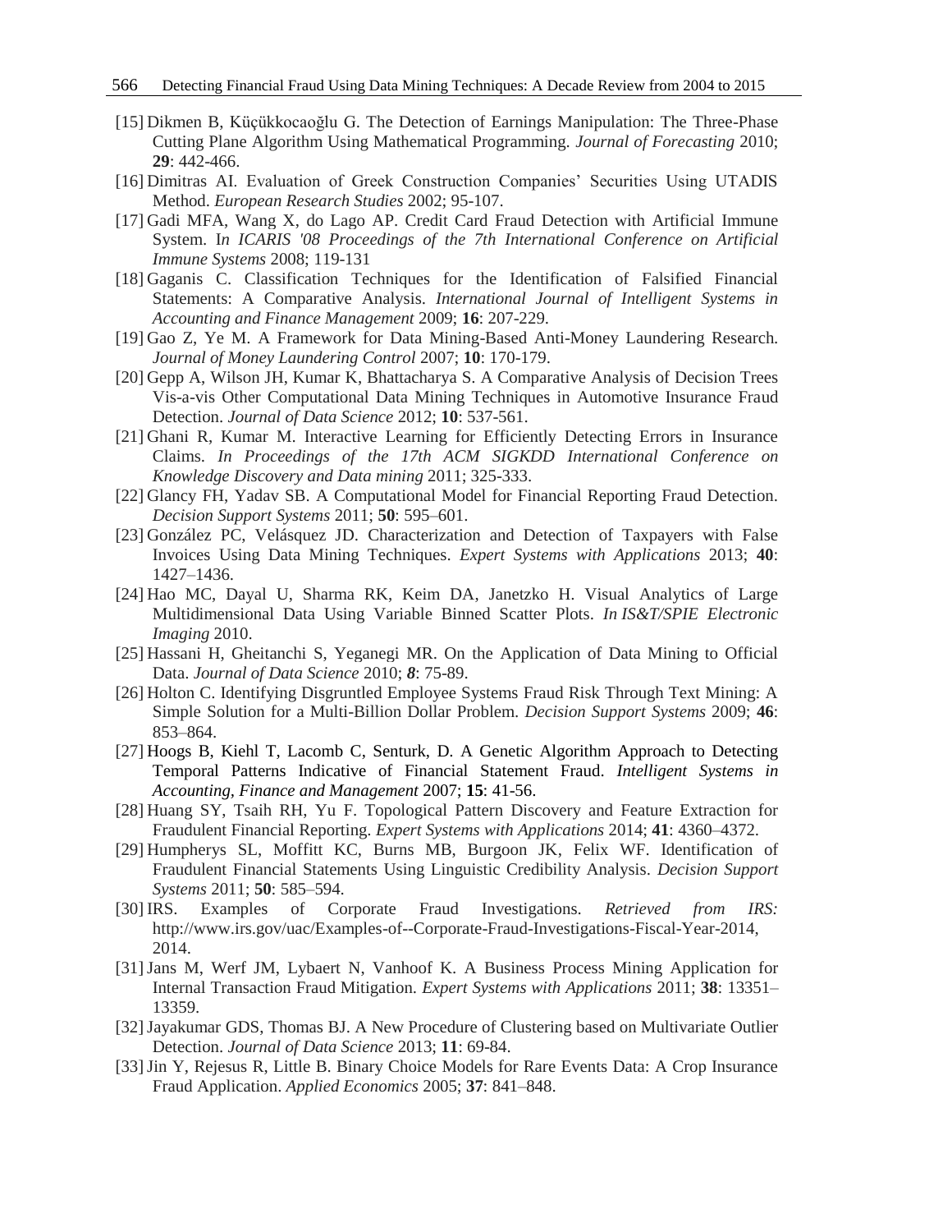[15] Dikmen B, Küçükkocaoğlu G. The Detection of Earnings Manipulation: The Three-Phase Cutting Plane Algorithm Using Mathematical Programming. *Journal of Forecasting* 2010; **29**: 442-466.

[16] Dimitras AI. Evaluation of Greek Construction Companies' Securities Using UTADIS Method. *European Research Studies* 2002; 95-107.

[17] Gadi MFA, Wang X, do Lago AP. Credit Card Fraud Detection with Artificial Immune System. I*n ICARIS '08 Proceedings of the 7th International Conference on Artificial Immune Systems* 2008; 119-131

[18] Gaganis C. Classification Techniques for the Identification of Falsified Financial Statements: A Comparative Analysis. *International Journal of Intelligent Systems in Accounting and Finance Management* 2009; **16**: 207-229.

[19] Gao Z, Ye M. A Framework for Data Mining-Based Anti-Money Laundering Research. *Journal of Money Laundering Control* 2007; **10**: 170-179.

[20] Gepp A, Wilson JH, Kumar K, Bhattacharya S. A Comparative Analysis of Decision Trees Vis-a-vis Other Computational Data Mining Techniques in Automotive Insurance Fraud Detection. *Journal of Data Science* 2012; **10**: 537-561.

[21] Ghani R, Kumar M. Interactive Learning for Efficiently Detecting Errors in Insurance Claims. *In Proceedings of the 17th ACM SIGKDD International Conference on Knowledge Discovery and Data mining* 2011; 325-333.

[22] Glancy FH, Yadav SB. A Computational Model for Financial Reporting Fraud Detection. *Decision Support Systems* 2011; **50**: 595–601.

[23] González PC, Velásquez JD. Characterization and Detection of Taxpayers with False Invoices Using Data Mining Techniques. *Expert Systems with Applications* 2013; **40**: 1427–1436.

[24] Hao MC, Dayal U, Sharma RK, Keim DA, Janetzko H. Visual Analytics of Large Multidimensional Data Using Variable Binned Scatter Plots. *In IS&T/SPIE Electronic Imaging* 2010.

[25] Hassani H, Gheitanchi S, Yeganegi MR. On the Application of Data Mining to Official Data. *Journal of Data Science* 2010; ***8***: 75-89.

[26] Holton C. Identifying Disgruntled Employee Systems Fraud Risk Through Text Mining: A Simple Solution for a Multi-Billion Dollar Problem. *Decision Support Systems* 2009; **46**: 853–864.

[27] Hoogs B, Kiehl T, Lacomb C, Senturk, D. A Genetic Algorithm Approach to Detecting Temporal Patterns Indicative of Financial Statement Fraud. *Intelligent Systems in Accounting, Finance and Management* 2007; **15**: 41-56.

[28] Huang SY, Tsaih RH, Yu F. Topological Pattern Discovery and Feature Extraction for Fraudulent Financial Reporting. *Expert Systems with Applications* 2014; **41**: 4360–4372.

[29] Humpherys SL, Moffitt KC, Burns MB, Burgoon JK, Felix WF. Identification of Fraudulent Financial Statements Using Linguistic Credibility Analysis. *Decision Support Systems* 2011; **50**: 585–594.

[30] IRS. Examples of Corporate Fraud Investigations. *Retrieved from IRS:* http://www.irs.gov/uac/Examples-of--Corporate-Fraud-Investigations-Fiscal-Year-2014, 2014.

[31] Jans M, Werf JM, Lybaert N, Vanhoof K. A Business Process Mining Application for Internal Transaction Fraud Mitigation. *Expert Systems with Applications* 2011; **38**: 13351–13359.

[32] Jayakumar GDS, Thomas BJ. A New Procedure of Clustering based on Multivariate Outlier Detection. *Journal of Data Science* 2013; **11**: 69-84.

[33] Jin Y, Rejesus R, Little B. Binary Choice Models for Rare Events Data: A Crop Insurance Fraud Application. *Applied Economics* 2005; **37**: 841–848.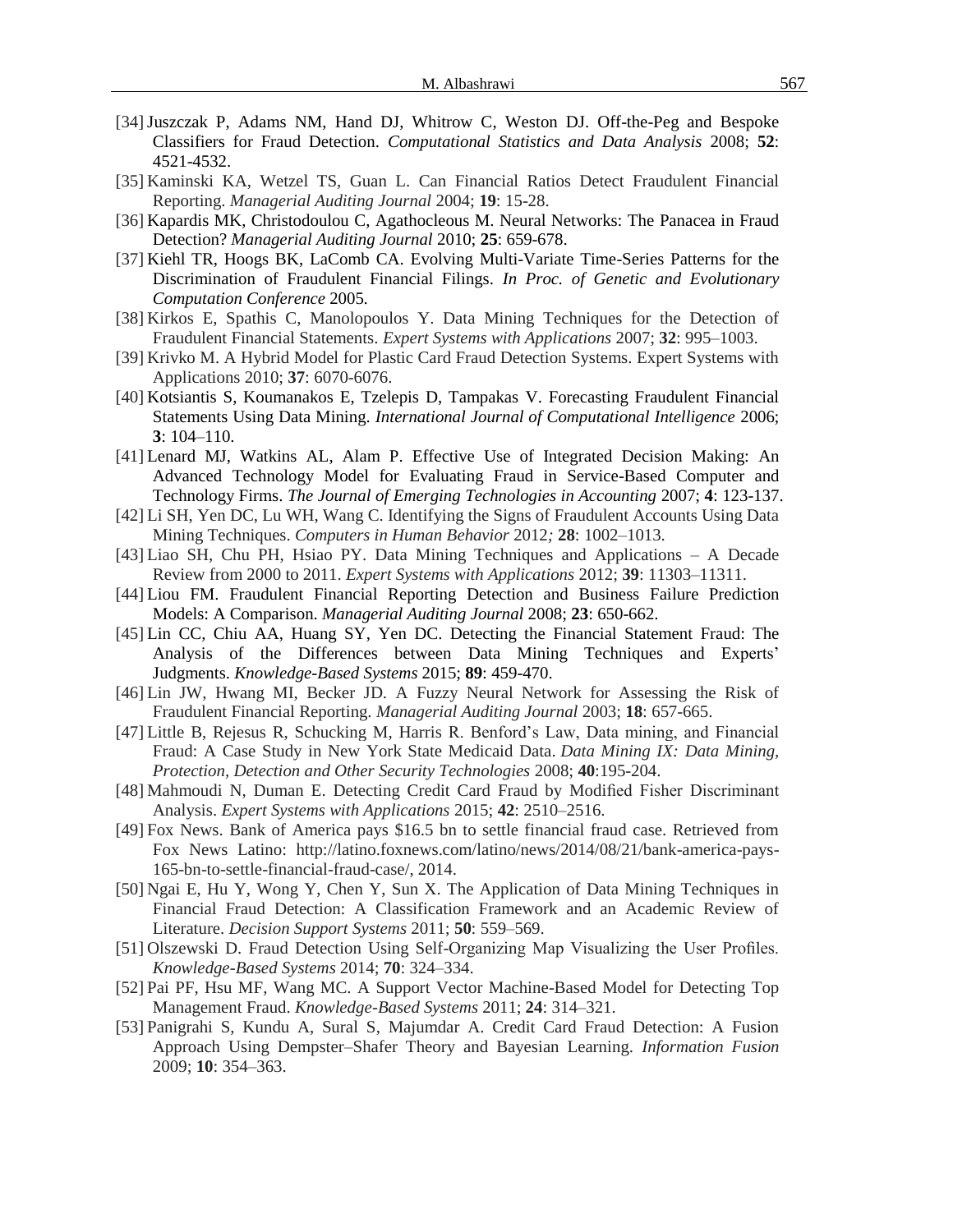[34] Juszczak P, Adams NM, Hand DJ, Whitrow C, Weston DJ. Off-the-Peg and Bespoke Classifiers for Fraud Detection. *Computational Statistics and Data Analysis* 2008; **52**: 4521-4532.

[35] Kaminski KA, Wetzel TS, Guan L. Can Financial Ratios Detect Fraudulent Financial Reporting. *Managerial Auditing Journal* 2004; **19**: 15-28.

[36] Kapardis MK, Christodoulou C, Agathocleous M. Neural Networks: The Panacea in Fraud Detection? *Managerial Auditing Journal* 2010; **25**: 659-678.

[37] Kiehl TR, Hoogs BK, LaComb CA. Evolving Multi-Variate Time-Series Patterns for the Discrimination of Fraudulent Financial Filings. *In Proc. of Genetic and Evolutionary Computation Conference* 2005.

[38] Kirkos E, Spathis C, Manolopoulos Y. Data Mining Techniques for the Detection of Fraudulent Financial Statements. *Expert Systems with Applications* 2007; **32**: 995–1003.

[39] Krivko M. A Hybrid Model for Plastic Card Fraud Detection Systems. Expert Systems with Applications 2010; **37**: 6070-6076.

[40] Kotsiantis S, Koumanakos E, Tzelepis D, Tampakas V. Forecasting Fraudulent Financial Statements Using Data Mining. *International Journal of Computational Intelligence* 2006; **3**: 104–110.

[41] Lenard MJ, Watkins AL, Alam P. Effective Use of Integrated Decision Making: An Advanced Technology Model for Evaluating Fraud in Service-Based Computer and Technology Firms. *The Journal of Emerging Technologies in Accounting* 2007; **4**: 123-137.

[42] Li SH, Yen DC, Lu WH, Wang C. Identifying the Signs of Fraudulent Accounts Using Data Mining Techniques. *Computers in Human Behavior* 2012*;* **28**: 1002–1013.

[43] Liao SH, Chu PH, Hsiao PY. Data Mining Techniques and Applications – A Decade Review from 2000 to 2011. *Expert Systems with Applications* 2012; **39**: 11303–11311.

[44] Liou FM. Fraudulent Financial Reporting Detection and Business Failure Prediction Models: A Comparison. *Managerial Auditing Journal* 2008; **23**: 650-662.

[45] Lin CC, Chiu AA, Huang SY, Yen DC. Detecting the Financial Statement Fraud: The Analysis of the Differences between Data Mining Techniques and Experts' Judgments. *Knowledge-Based Systems* 2015; **89**: 459-470.

[46] Lin JW, Hwang MI, Becker JD. A Fuzzy Neural Network for Assessing the Risk of Fraudulent Financial Reporting. *Managerial Auditing Journal* 2003; **18**: 657-665.

[47] Little B, Rejesus R, Schucking M, Harris R. Benford's Law, Data mining, and Financial Fraud: A Case Study in New York State Medicaid Data. *Data Mining IX: Data Mining, Protection, Detection and Other Security Technologies* 2008; **40**:195-204.

[48] Mahmoudi N, Duman E. Detecting Credit Card Fraud by Modified Fisher Discriminant Analysis. *Expert Systems with Applications* 2015; **42**: 2510–2516.

[49] Fox News. Bank of America pays $16.5 bn to settle financial fraud case. Retrieved from Fox News Latino: http://latino.foxnews.com/latino/news/2014/08/21/bank-america-pays-165-bn-to-settle-financial-fraud-case/, 2014.

[50] Ngai E, Hu Y, Wong Y, Chen Y, Sun X. The Application of Data Mining Techniques in Financial Fraud Detection: A Classification Framework and an Academic Review of Literature. *Decision Support Systems* 2011; **50**: 559–569.

[51] Olszewski D. Fraud Detection Using Self-Organizing Map Visualizing the User Profiles. *Knowledge-Based Systems* 2014; **70**: 324–334.

[52] Pai PF, Hsu MF, Wang MC. A Support Vector Machine-Based Model for Detecting Top Management Fraud. *Knowledge-Based Systems* 2011; **24**: 314–321.

[53] Panigrahi S, Kundu A, Sural S, Majumdar A. Credit Card Fraud Detection: A Fusion Approach Using Dempster–Shafer Theory and Bayesian Learning. *Information Fusion* 2009; **10**: 354–363.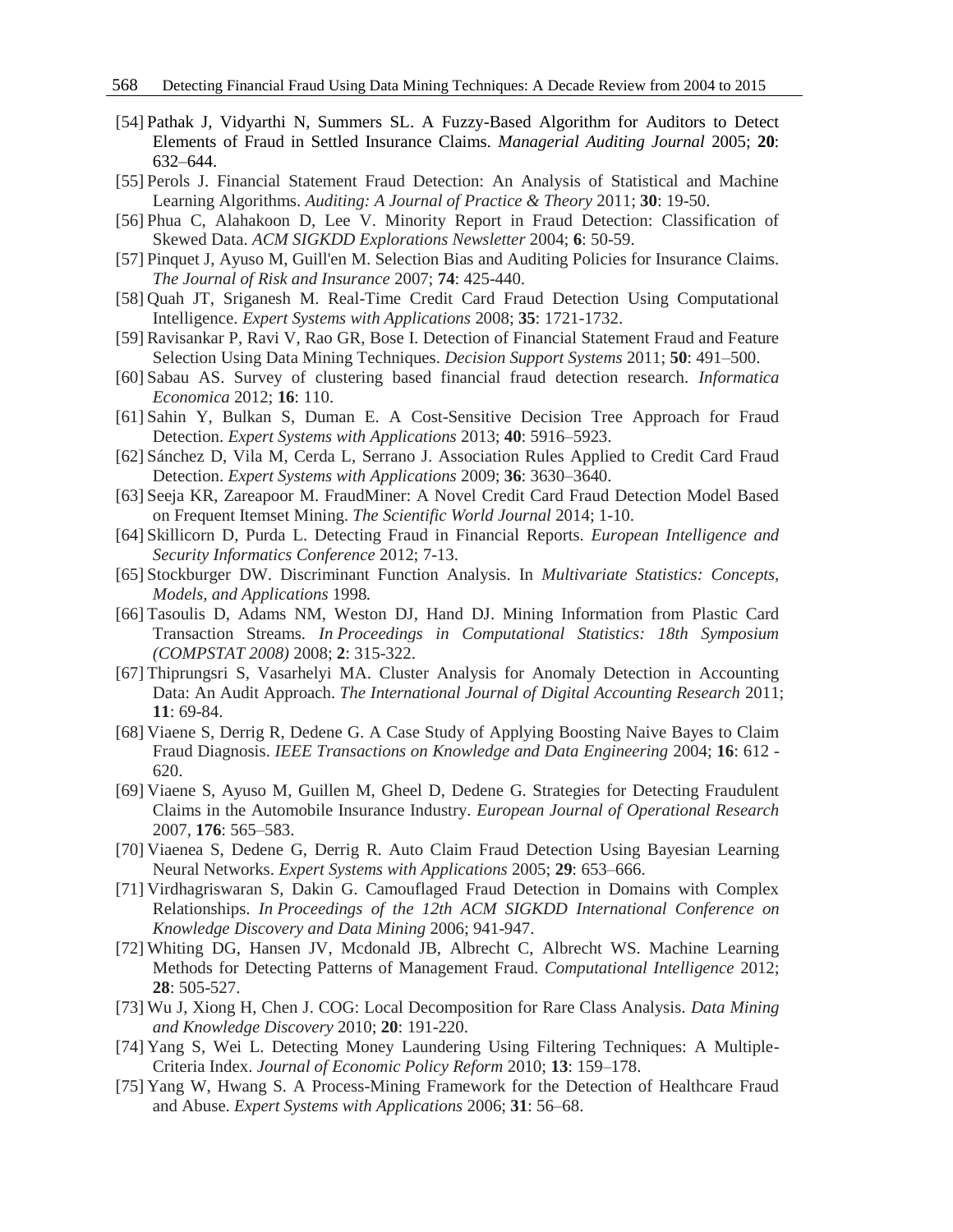[54] Pathak J, Vidyarthi N, Summers SL. A Fuzzy-Based Algorithm for Auditors to Detect Elements of Fraud in Settled Insurance Claims. *Managerial Auditing Journal* 2005; **20**: 632–644.

[55] Perols J. Financial Statement Fraud Detection: An Analysis of Statistical and Machine Learning Algorithms. *Auditing: A Journal of Practice & Theory* 2011; **30**: 19-50.

[56] Phua C, Alahakoon D, Lee V. Minority Report in Fraud Detection: Classification of Skewed Data. *ACM SIGKDD Explorations Newsletter* 2004; **6**: 50-59.

[57] Pinquet J, Ayuso M, Guill'en M. Selection Bias and Auditing Policies for Insurance Claims. *The Journal of Risk and Insurance* 2007; **74**: 425-440.

[58] Quah JT, Sriganesh M. Real-Time Credit Card Fraud Detection Using Computational Intelligence. *Expert Systems with Applications* 2008; **35**: 1721-1732.

[59] Ravisankar P, Ravi V, Rao GR, Bose I. Detection of Financial Statement Fraud and Feature Selection Using Data Mining Techniques. *Decision Support Systems* 2011; **50**: 491–500.

[60] Sabau AS. Survey of clustering based financial fraud detection research. *Informatica Economica* 2012; **16**: 110.

[61] Sahin Y, Bulkan S, Duman E. A Cost-Sensitive Decision Tree Approach for Fraud Detection. *Expert Systems with Applications* 2013; **40**: 5916–5923.

[62] Sánchez D, Vila M, Cerda L, Serrano J. Association Rules Applied to Credit Card Fraud Detection. *Expert Systems with Applications* 2009; **36**: 3630–3640.

[63] Seeja KR, Zareapoor M. FraudMiner: A Novel Credit Card Fraud Detection Model Based on Frequent Itemset Mining. *The Scientific World Journal* 2014; 1-10.

[64] Skillicorn D, Purda L. Detecting Fraud in Financial Reports. *European Intelligence and Security Informatics Conference* 2012; 7-13.

[65] Stockburger DW. Discriminant Function Analysis. In *Multivariate Statistics: Concepts, Models, and Applications* 1998.

[66] Tasoulis D, Adams NM, Weston DJ, Hand DJ. Mining Information from Plastic Card Transaction Streams. *In Proceedings in Computational Statistics: 18th Symposium (COMPSTAT 2008)* 2008; **2**: 315-322.

[67] Thiprungsri S, Vasarhelyi MA. Cluster Analysis for Anomaly Detection in Accounting Data: An Audit Approach. *The International Journal of Digital Accounting Research* 2011; **11**: 69-84.

[68] Viaene S, Derrig R, Dedene G. A Case Study of Applying Boosting Naive Bayes to Claim Fraud Diagnosis. *IEEE Transactions on Knowledge and Data Engineering* 2004; **16**: 612 - 620.

[69] Viaene S, Ayuso M, Guillen M, Gheel D, Dedene G. Strategies for Detecting Fraudulent Claims in the Automobile Insurance Industry. *European Journal of Operational Research* 2007, **176**: 565–583.

[70] Viaenea S, Dedene G, Derrig R. Auto Claim Fraud Detection Using Bayesian Learning Neural Networks. *Expert Systems with Applications* 2005; **29**: 653–666.

[71] Virdhagriswaran S, Dakin G. Camouflaged Fraud Detection in Domains with Complex Relationships. *In Proceedings of the 12th ACM SIGKDD International Conference on Knowledge Discovery and Data Mining* 2006; 941-947.

[72] Whiting DG, Hansen JV, Mcdonald JB, Albrecht C, Albrecht WS. Machine Learning Methods for Detecting Patterns of Management Fraud. *Computational Intelligence* 2012; **28**: 505-527.

[73] Wu J, Xiong H, Chen J. COG: Local Decomposition for Rare Class Analysis. *Data Mining and Knowledge Discovery* 2010; **20**: 191-220.

[74] Yang S, Wei L. Detecting Money Laundering Using Filtering Techniques: A Multiple-Criteria Index. *Journal of Economic Policy Reform* 2010; **13**: 159–178.

[75] Yang W, Hwang S. A Process-Mining Framework for the Detection of Healthcare Fraud and Abuse. *Expert Systems with Applications* 2006; **31**: 56–68.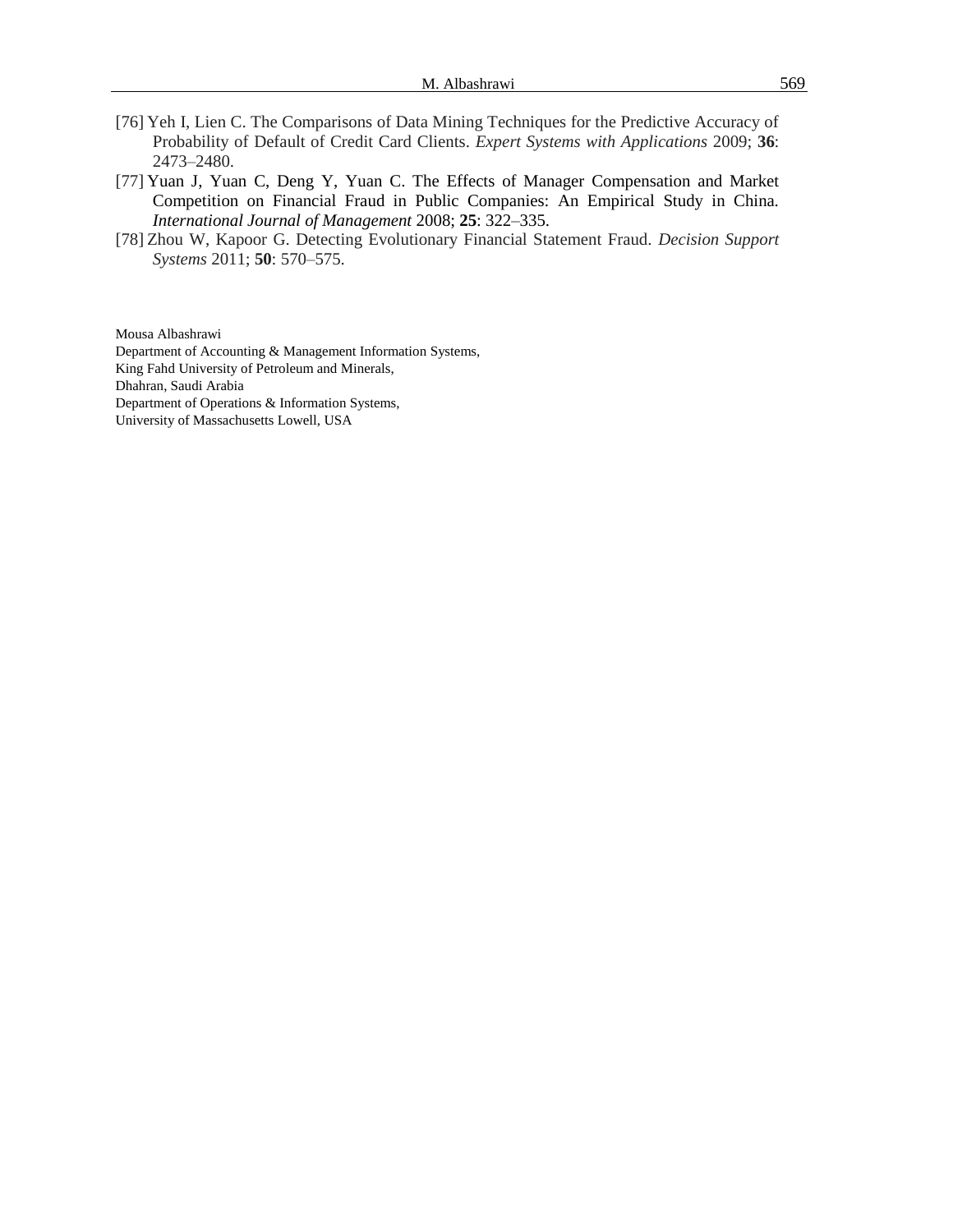[76] Yeh I, Lien C. The Comparisons of Data Mining Techniques for the Predictive Accuracy of Probability of Default of Credit Card Clients. *Expert Systems with Applications* 2009; **36**: 2473–2480.

[77] Yuan J, Yuan C, Deng Y, Yuan C. The Effects of Manager Compensation and Market Competition on Financial Fraud in Public Companies: An Empirical Study in China. *International Journal of Management* 2008; **25**: 322–335.

[78] Zhou W, Kapoor G. Detecting Evolutionary Financial Statement Fraud. *Decision Support Systems* 2011; **50**: 570–575.

Mousa Albashrawi
Department of Accounting & Management Information Systems,
King Fahd University of Petroleum and Minerals,
Dhahran, Saudi Arabia
Department of Operations & Information Systems,
University of Massachusetts Lowell, USA